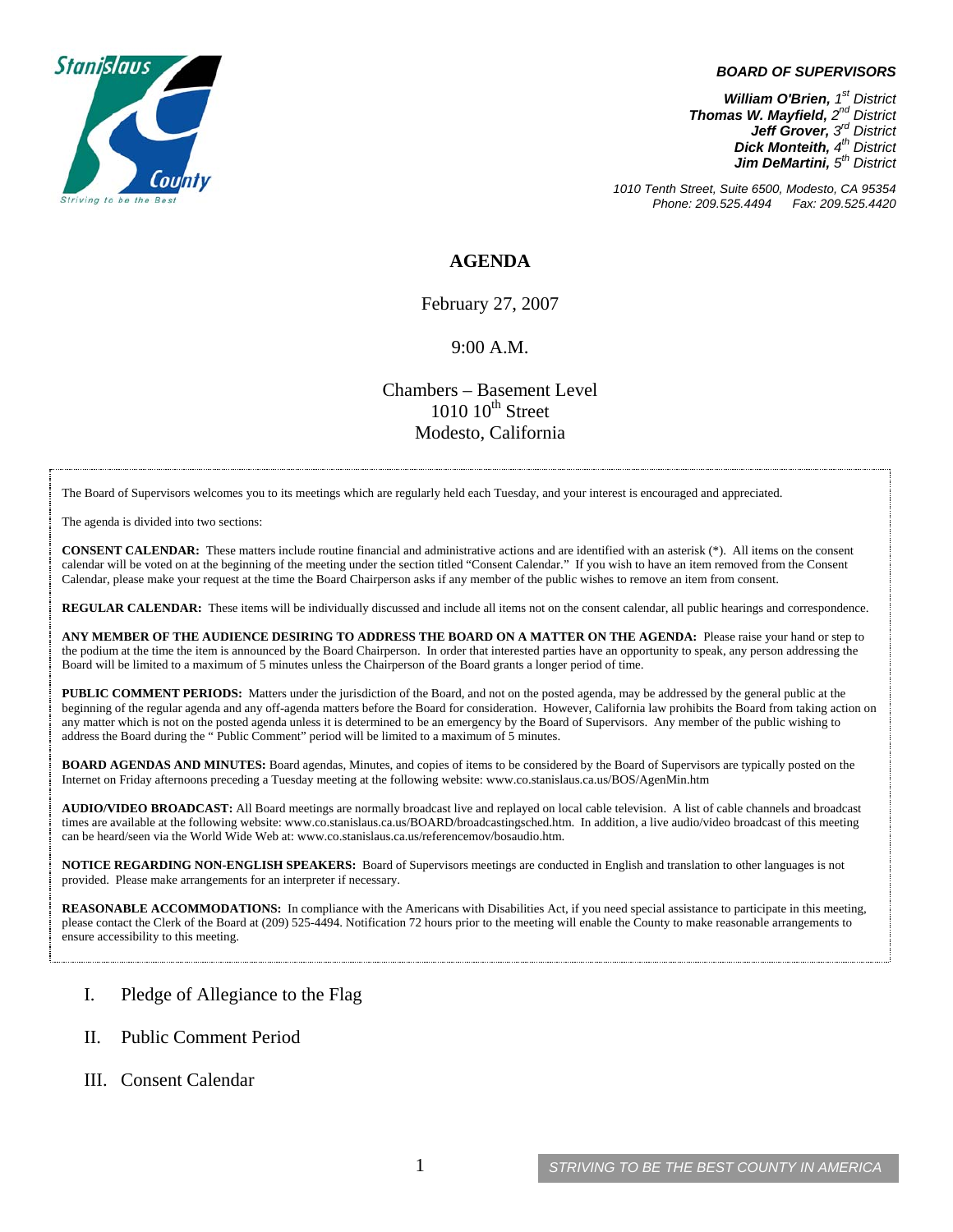Stanislaus County
Striving to be the Best

***BOARD OF SUPERVISORS***

***William O'Brien,** 1st District*
***Thomas W. Mayfield,** 2nd District*
***Jeff Grover,** 3rd District*
***Dick Monteith,** 4th District*
***Jim DeMartini,** 5th District*

*1010 Tenth Street, Suite 6500, Modesto, CA 95354*
*Phone: 209.525.4494 Fax: 209.525.4420*

# AGENDA

February 27, 2007

9:00 A.M.

Chambers – Basement Level
1010 10th Street
Modesto, California

The Board of Supervisors welcomes you to its meetings which are regularly held each Tuesday, and your interest is encouraged and appreciated.

The agenda is divided into two sections:

**CONSENT CALENDAR:** These matters include routine financial and administrative actions and are identified with an asterisk (*). All items on the consent calendar will be voted on at the beginning of the meeting under the section titled "Consent Calendar." If you wish to have an item removed from the Consent Calendar, please make your request at the time the Board Chairperson asks if any member of the public wishes to remove an item from consent.

**REGULAR CALENDAR:** These items will be individually discussed and include all items not on the consent calendar, all public hearings and correspondence.

**ANY MEMBER OF THE AUDIENCE DESIRING TO ADDRESS THE BOARD ON A MATTER ON THE AGENDA:** Please raise your hand or step to the podium at the time the item is announced by the Board Chairperson. In order that interested parties have an opportunity to speak, any person addressing the Board will be limited to a maximum of 5 minutes unless the Chairperson of the Board grants a longer period of time.

**PUBLIC COMMENT PERIODS:** Matters under the jurisdiction of the Board, and not on the posted agenda, may be addressed by the general public at the beginning of the regular agenda and any off-agenda matters before the Board for consideration. However, California law prohibits the Board from taking action on any matter which is not on the posted agenda unless it is determined to be an emergency by the Board of Supervisors. Any member of the public wishing to address the Board during the " Public Comment" period will be limited to a maximum of 5 minutes.

**BOARD AGENDAS AND MINUTES:** Board agendas, Minutes, and copies of items to be considered by the Board of Supervisors are typically posted on the Internet on Friday afternoons preceding a Tuesday meeting at the following website: www.co.stanislaus.ca.us/BOS/AgenMin.htm

**AUDIO/VIDEO BROADCAST:** All Board meetings are normally broadcast live and replayed on local cable television. A list of cable channels and broadcast times are available at the following website: www.co.stanislaus.ca.us/BOARD/broadcastingsched.htm. In addition, a live audio/video broadcast of this meeting can be heard/seen via the World Wide Web at: www.co.stanislaus.ca.us/referencemov/bosaudio.htm.

**NOTICE REGARDING NON-ENGLISH SPEAKERS:** Board of Supervisors meetings are conducted in English and translation to other languages is not provided. Please make arrangements for an interpreter if necessary.

**REASONABLE ACCOMMODATIONS:** In compliance with the Americans with Disabilities Act, if you need special assistance to participate in this meeting, please contact the Clerk of the Board at (209) 525-4494. Notification 72 hours prior to the meeting will enable the County to make reasonable arrangements to ensure accessibility to this meeting.

I. Pledge of Allegiance to the Flag

II. Public Comment Period

III. Consent Calendar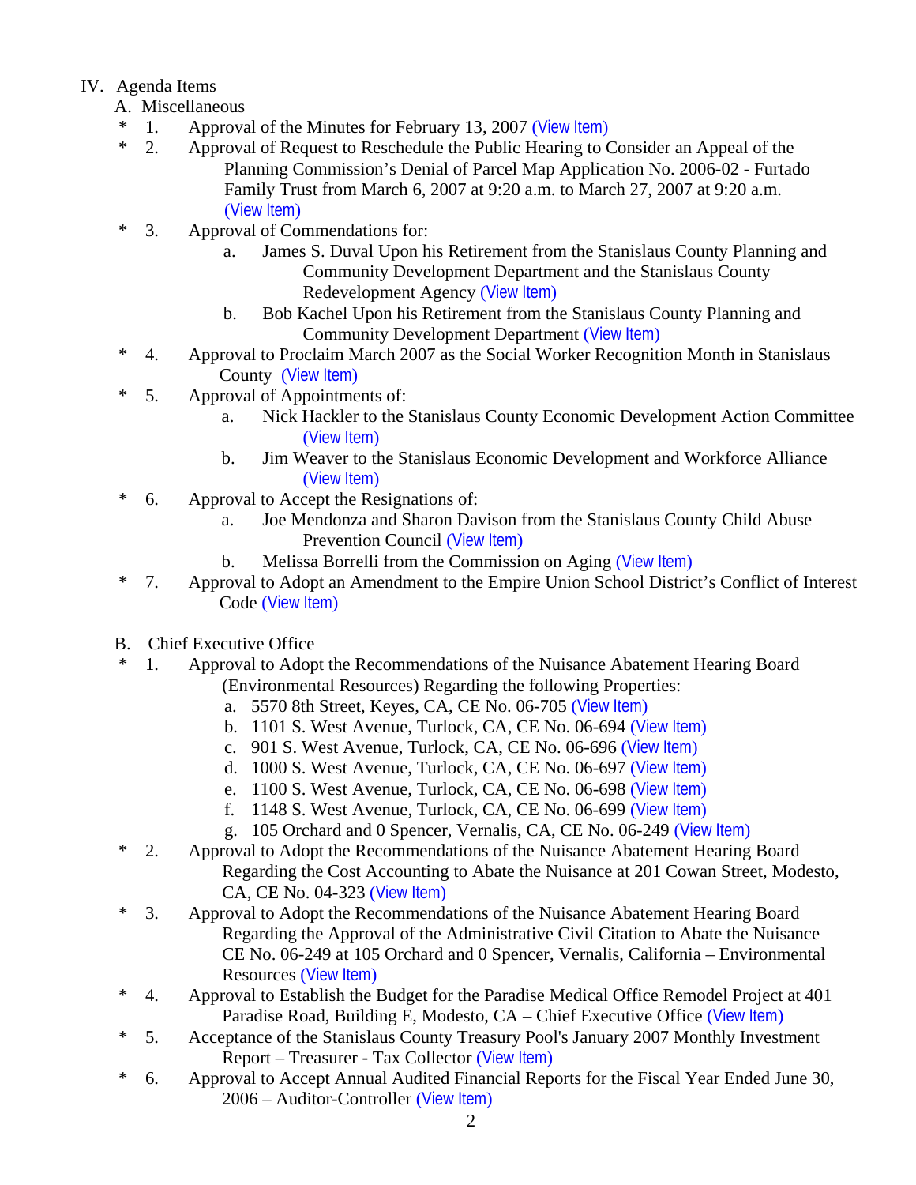IV. Agenda Items

A. Miscellaneous

* 1. Approval of the Minutes for February 13, 2007 (View Item)
* 2. Approval of Request to Reschedule the Public Hearing to Consider an Appeal of the Planning Commission's Denial of Parcel Map Application No. 2006-02 - Furtado Family Trust from March 6, 2007 at 9:20 a.m. to March 27, 2007 at 9:20 a.m. (View Item)
* 3. Approval of Commendations for:
  - a. James S. Duval Upon his Retirement from the Stanislaus County Planning and Community Development Department and the Stanislaus County Redevelopment Agency (View Item)
  - b. Bob Kachel Upon his Retirement from the Stanislaus County Planning and Community Development Department (View Item)
* 4. Approval to Proclaim March 2007 as the Social Worker Recognition Month in Stanislaus County (View Item)
* 5. Approval of Appointments of:
  - a. Nick Hackler to the Stanislaus County Economic Development Action Committee (View Item)
  - b. Jim Weaver to the Stanislaus Economic Development and Workforce Alliance (View Item)
* 6. Approval to Accept the Resignations of:
  - a. Joe Mendonza and Sharon Davison from the Stanislaus County Child Abuse Prevention Council (View Item)
  - b. Melissa Borrelli from the Commission on Aging (View Item)
* 7. Approval to Adopt an Amendment to the Empire Union School District's Conflict of Interest Code (View Item)

B. Chief Executive Office

* 1. Approval to Adopt the Recommendations of the Nuisance Abatement Hearing Board (Environmental Resources) Regarding the following Properties:
  - a. 5570 8th Street, Keyes, CA, CE No. 06-705 (View Item)
  - b. 1101 S. West Avenue, Turlock, CA, CE No. 06-694 (View Item)
  - c. 901 S. West Avenue, Turlock, CA, CE No. 06-696 (View Item)
  - d. 1000 S. West Avenue, Turlock, CA, CE No. 06-697 (View Item)
  - e. 1100 S. West Avenue, Turlock, CA, CE No. 06-698 (View Item)
  - f. 1148 S. West Avenue, Turlock, CA, CE No. 06-699 (View Item)
  - g. 105 Orchard and 0 Spencer, Vernalis, CA, CE No. 06-249 (View Item)
* 2. Approval to Adopt the Recommendations of the Nuisance Abatement Hearing Board Regarding the Cost Accounting to Abate the Nuisance at 201 Cowan Street, Modesto, CA, CE No. 04-323 (View Item)
* 3. Approval to Adopt the Recommendations of the Nuisance Abatement Hearing Board Regarding the Approval of the Administrative Civil Citation to Abate the Nuisance CE No. 06-249 at 105 Orchard and 0 Spencer, Vernalis, California – Environmental Resources (View Item)
* 4. Approval to Establish the Budget for the Paradise Medical Office Remodel Project at 401 Paradise Road, Building E, Modesto, CA – Chief Executive Office (View Item)
* 5. Acceptance of the Stanislaus County Treasury Pool's January 2007 Monthly Investment Report – Treasurer - Tax Collector (View Item)
* 6. Approval to Accept Annual Audited Financial Reports for the Fiscal Year Ended June 30, 2006 – Auditor-Controller (View Item)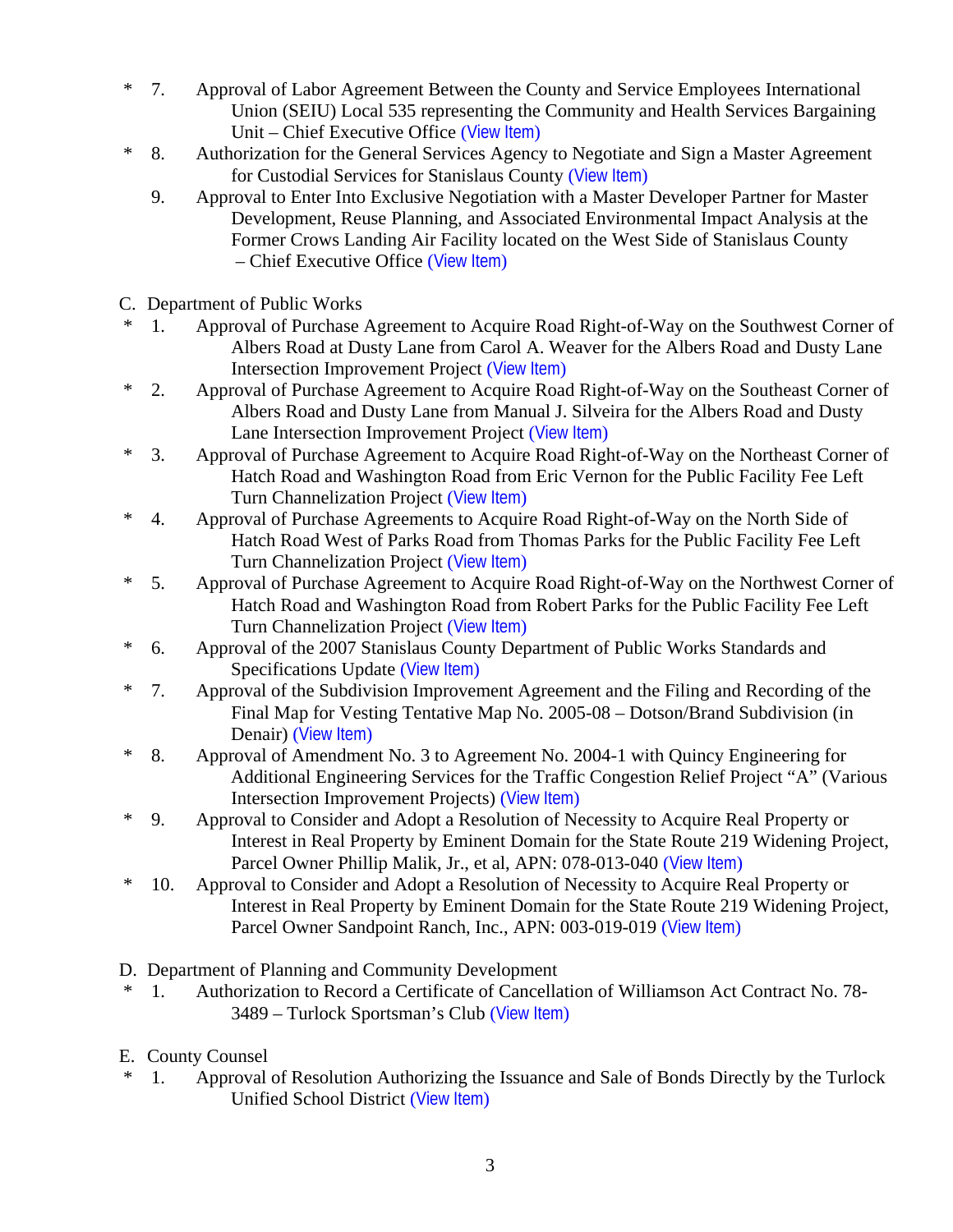\* 7. Approval of Labor Agreement Between the County and Service Employees International Union (SEIU) Local 535 representing the Community and Health Services Bargaining Unit – Chief Executive Office (View Item)

\* 8. Authorization for the General Services Agency to Negotiate and Sign a Master Agreement for Custodial Services for Stanislaus County (View Item)

9. Approval to Enter Into Exclusive Negotiation with a Master Developer Partner for Master Development, Reuse Planning, and Associated Environmental Impact Analysis at the Former Crows Landing Air Facility located on the West Side of Stanislaus County – Chief Executive Office (View Item)

C. Department of Public Works

\* 1. Approval of Purchase Agreement to Acquire Road Right-of-Way on the Southwest Corner of Albers Road at Dusty Lane from Carol A. Weaver for the Albers Road and Dusty Lane Intersection Improvement Project (View Item)

\* 2. Approval of Purchase Agreement to Acquire Road Right-of-Way on the Southeast Corner of Albers Road and Dusty Lane from Manual J. Silveira for the Albers Road and Dusty Lane Intersection Improvement Project (View Item)

\* 3. Approval of Purchase Agreement to Acquire Road Right-of-Way on the Northeast Corner of Hatch Road and Washington Road from Eric Vernon for the Public Facility Fee Left Turn Channelization Project (View Item)

\* 4. Approval of Purchase Agreements to Acquire Road Right-of-Way on the North Side of Hatch Road West of Parks Road from Thomas Parks for the Public Facility Fee Left Turn Channelization Project (View Item)

\* 5. Approval of Purchase Agreement to Acquire Road Right-of-Way on the Northwest Corner of Hatch Road and Washington Road from Robert Parks for the Public Facility Fee Left Turn Channelization Project (View Item)

\* 6. Approval of the 2007 Stanislaus County Department of Public Works Standards and Specifications Update (View Item)

\* 7. Approval of the Subdivision Improvement Agreement and the Filing and Recording of the Final Map for Vesting Tentative Map No. 2005-08 – Dotson/Brand Subdivision (in Denair) (View Item)

\* 8. Approval of Amendment No. 3 to Agreement No. 2004-1 with Quincy Engineering for Additional Engineering Services for the Traffic Congestion Relief Project "A" (Various Intersection Improvement Projects) (View Item)

\* 9. Approval to Consider and Adopt a Resolution of Necessity to Acquire Real Property or Interest in Real Property by Eminent Domain for the State Route 219 Widening Project, Parcel Owner Phillip Malik, Jr., et al, APN: 078-013-040 (View Item)

\* 10. Approval to Consider and Adopt a Resolution of Necessity to Acquire Real Property or Interest in Real Property by Eminent Domain for the State Route 219 Widening Project, Parcel Owner Sandpoint Ranch, Inc., APN: 003-019-019 (View Item)

D. Department of Planning and Community Development

\* 1. Authorization to Record a Certificate of Cancellation of Williamson Act Contract No. 78-3489 – Turlock Sportsman's Club (View Item)

E. County Counsel

\* 1. Approval of Resolution Authorizing the Issuance and Sale of Bonds Directly by the Turlock Unified School District (View Item)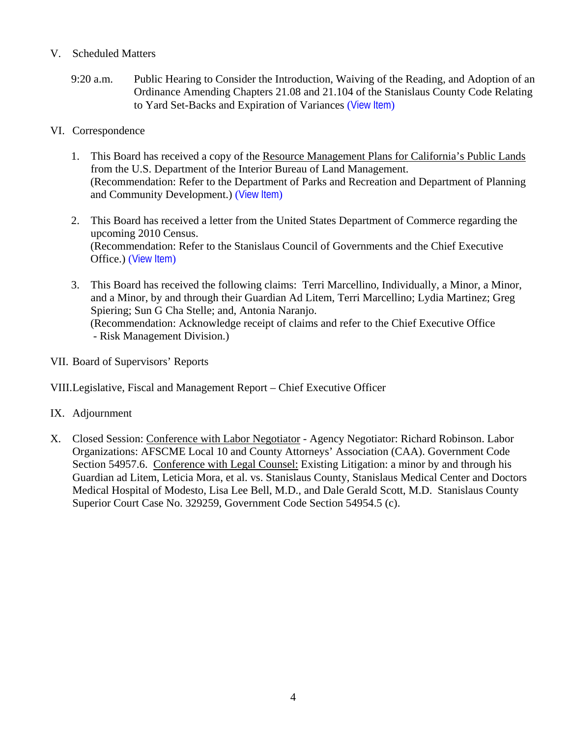V. Scheduled Matters

9:20 a.m. Public Hearing to Consider the Introduction, Waiving of the Reading, and Adoption of an Ordinance Amending Chapters 21.08 and 21.104 of the Stanislaus County Code Relating to Yard Set-Backs and Expiration of Variances (View Item)

VI. Correspondence

1. This Board has received a copy of the Resource Management Plans for California's Public Lands from the U.S. Department of the Interior Bureau of Land Management.
(Recommendation: Refer to the Department of Parks and Recreation and Department of Planning and Community Development.) (View Item)

2. This Board has received a letter from the United States Department of Commerce regarding the upcoming 2010 Census.
(Recommendation: Refer to the Stanislaus Council of Governments and the Chief Executive Office.) (View Item)

3. This Board has received the following claims: Terri Marcellino, Individually, a Minor, a Minor, and a Minor, by and through their Guardian Ad Litem, Terri Marcellino; Lydia Martinez; Greg Spiering; Sun G Cha Stelle; and, Antonia Naranjo.
(Recommendation: Acknowledge receipt of claims and refer to the Chief Executive Office - Risk Management Division.)

VII. Board of Supervisors' Reports

VIII. Legislative, Fiscal and Management Report – Chief Executive Officer

IX. Adjournment

X. Closed Session: Conference with Labor Negotiator - Agency Negotiator: Richard Robinson. Labor Organizations: AFSCME Local 10 and County Attorneys' Association (CAA). Government Code Section 54957.6. Conference with Legal Counsel: Existing Litigation: a minor by and through his Guardian ad Litem, Leticia Mora, et al. vs. Stanislaus County, Stanislaus Medical Center and Doctors Medical Hospital of Modesto, Lisa Lee Bell, M.D., and Dale Gerald Scott, M.D. Stanislaus County Superior Court Case No. 329259, Government Code Section 54954.5 (c).